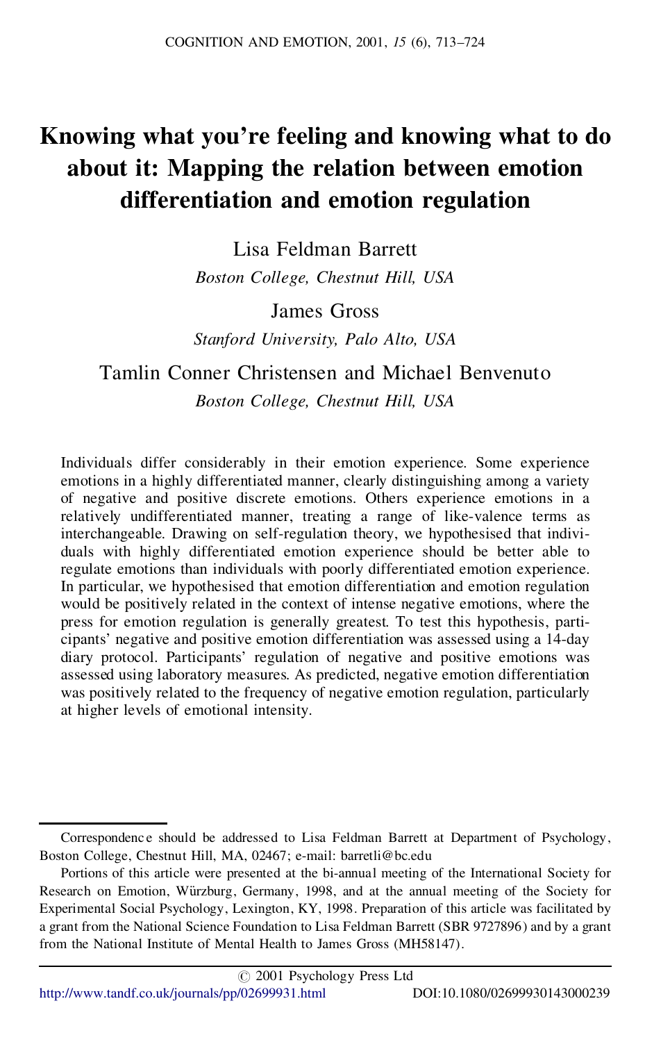# Knowing what you're feeling and knowing what to do about it: Mapping the relation between emotion differentiation and emotion regulation

Lisa Feldman Barrett

*Boston College, Chestnut Hill, USA*

James Gross

*Stanford University, Palo Alto, USA*

Tamlin Conner Christensen and Michael Benvenuto

*Boston College, Chestnut Hill, USA*

Individuals differ considerably in their emotion experience. Some experience emotions in a highly differentiated manner, clearly distinguishing among a variety of negative and positive discrete emotions. Others experience emotions in a relatively undifferentiated manner, treating a range of like-valence terms as interchangeable. Drawing on self-regulation theory, we hypothesised that individuals with highly differentiated emotion experience should be better able to regulate emotions than individuals with poorly differentiated emotion experience. In particular, we hypothesised that emotion differentiation and emotion regulation would be positively related in the context of intense negative emotions, where the press for emotion regulation is generally greatest. To test this hypothesis, participants' negative and positive emotion differentiation was assessed using a 14-day diary protocol. Participants' regulation of negative and positive emotions was assessed using laboratory measures. As predicted, negative emotion differentiation was positively related to the frequency of negative emotion regulation, particularly at higher levels of emotional intensity.

---

Correspondence should be addressed to Lisa Feldman Barrett at Department of Psychology, Boston College, Chestnut Hill, MA, 02467; e-mail: barretli@bc.edu

Portions of this article were presented at the bi-annual meeting of the International Society for Research on Emotion, Würzburg, Germany, 1998, and at the annual meeting of the Society for Experimental Social Psychology, Lexington, KY, 1998. Preparation of this article was facilitated by a grant from the National Science Foundation to Lisa Feldman Barrett (SBR 9727896) and by a grant from the National Institute of Mental Health to James Gross (MH58147).

© 2001 Psychology Press Ltd

http://www.tandf.co.uk/journals/pp/02699931.html DOI:10.1080/02699930143000239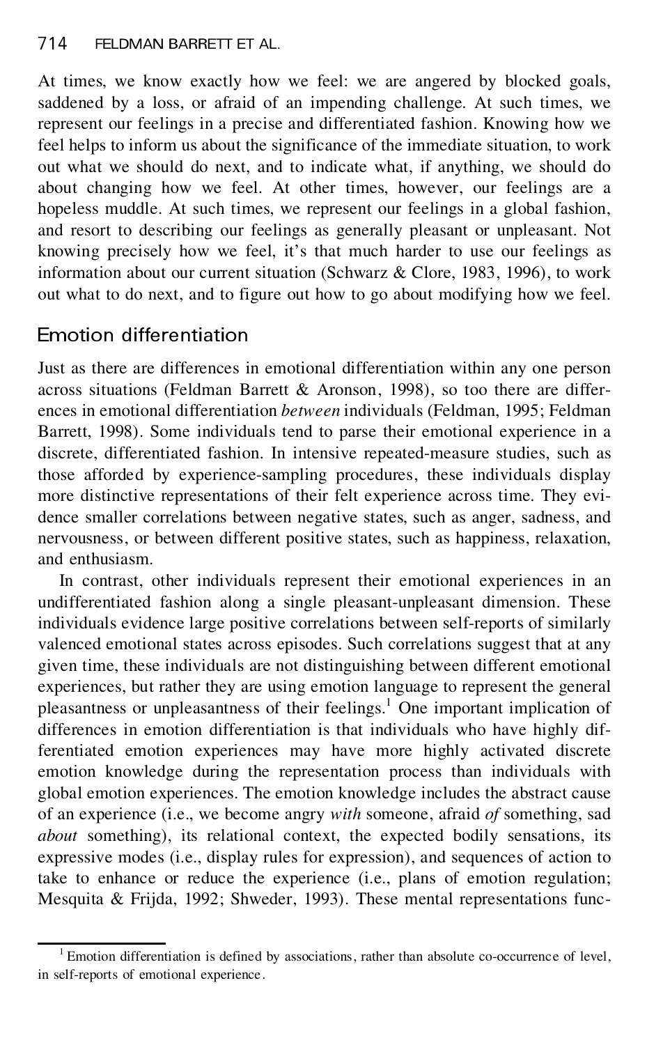At times, we know exactly how we feel: we are angered by blocked goals, saddened by a loss, or afraid of an impending challenge. At such times, we represent our feelings in a precise and differentiated fashion. Knowing how we feel helps to inform us about the significance of the immediate situation, to work out what we should do next, and to indicate what, if anything, we should do about changing how we feel. At other times, however, our feelings are a hopeless muddle. At such times, we represent our feelings in a global fashion, and resort to describing our feelings as generally pleasant or unpleasant. Not knowing precisely how we feel, it's that much harder to use our feelings as information about our current situation (Schwarz & Clore, 1983, 1996), to work out what to do next, and to figure out how to go about modifying how we feel.

## Emotion differentiation

Just as there are differences in emotional differentiation within any one person across situations (Feldman Barrett & Aronson, 1998), so too there are differences in emotional differentiation *between* individuals (Feldman, 1995; Feldman Barrett, 1998). Some individuals tend to parse their emotional experience in a discrete, differentiated fashion. In intensive repeated-measure studies, such as those afforded by experience-sampling procedures, these individuals display more distinctive representations of their felt experience across time. They evidence smaller correlations between negative states, such as anger, sadness, and nervousness, or between different positive states, such as happiness, relaxation, and enthusiasm.

In contrast, other individuals represent their emotional experiences in an undifferentiated fashion along a single pleasant-unpleasant dimension. These individuals evidence large positive correlations between self-reports of similarly valenced emotional states across episodes. Such correlations suggest that at any given time, these individuals are not distinguishing between different emotional experiences, but rather they are using emotion language to represent the general pleasantness or unpleasantness of their feelings.[1] One important implication of differences in emotion differentiation is that individuals who have highly differentiated emotion experiences may have more highly activated discrete emotion knowledge during the representation process than individuals with global emotion experiences. The emotion knowledge includes the abstract cause of an experience (i.e., we become angry *with* someone, afraid *of* something, sad *about* something), its relational context, the expected bodily sensations, its expressive modes (i.e., display rules for expression), and sequences of action to take to enhance or reduce the experience (i.e., plans of emotion regulation; Mesquita & Frijda, 1992; Shweder, 1993). These mental representations func-

[1] Emotion differentiation is defined by associations, rather than absolute co-occurrence of level, in self-reports of emotional experience.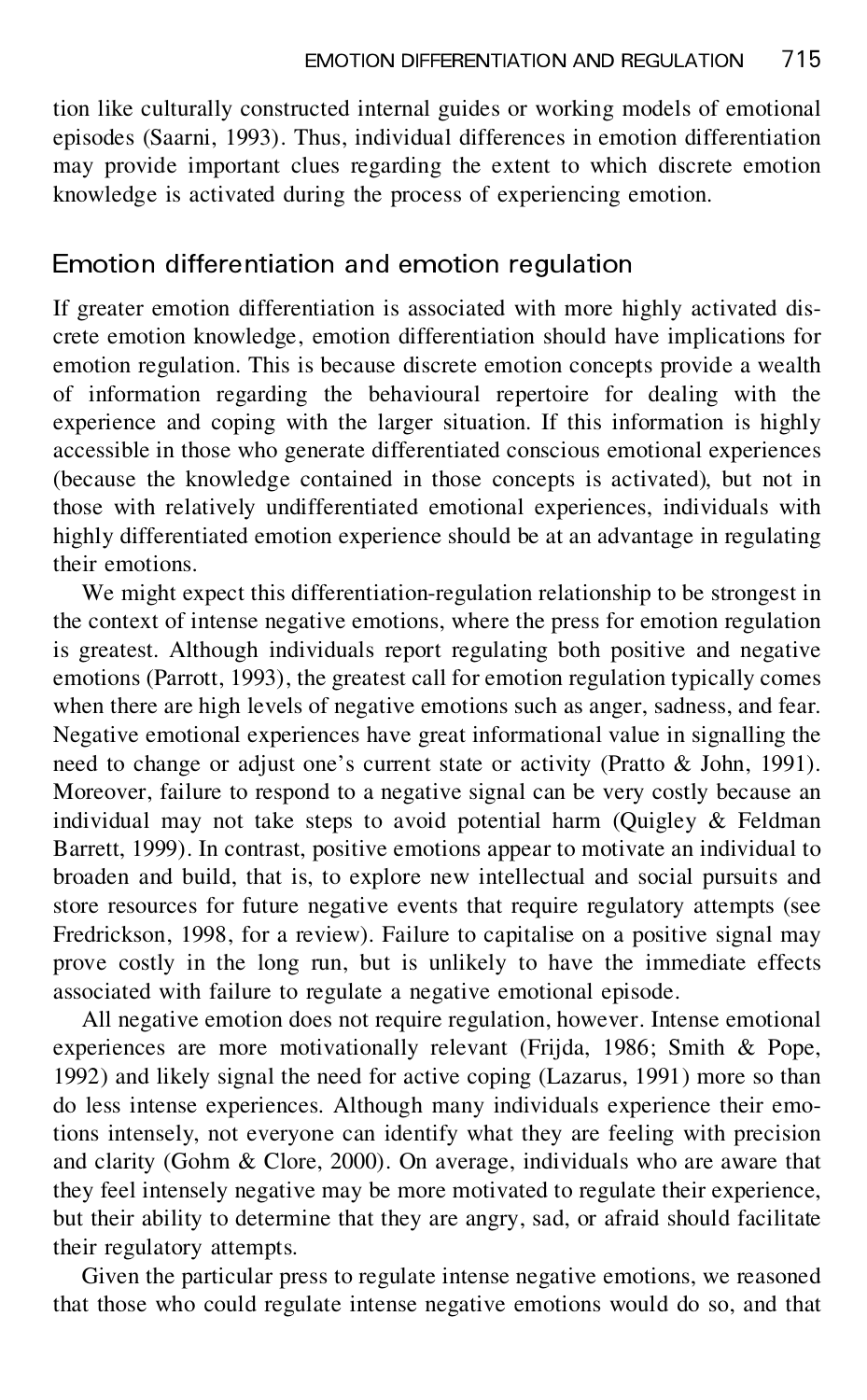tion like culturally constructed internal guides or working models of emotional episodes (Saarni, 1993). Thus, individual differences in emotion differentiation may provide important clues regarding the extent to which discrete emotion knowledge is activated during the process of experiencing emotion.

## Emotion differentiation and emotion regulation

If greater emotion differentiation is associated with more highly activated discrete emotion knowledge, emotion differentiation should have implications for emotion regulation. This is because discrete emotion concepts provide a wealth of information regarding the behavioural repertoire for dealing with the experience and coping with the larger situation. If this information is highly accessible in those who generate differentiated conscious emotional experiences (because the knowledge contained in those concepts is activated), but not in those with relatively undifferentiated emotional experiences, individuals with highly differentiated emotion experience should be at an advantage in regulating their emotions.

We might expect this differentiation-regulation relationship to be strongest in the context of intense negative emotions, where the press for emotion regulation is greatest. Although individuals report regulating both positive and negative emotions (Parrott, 1993), the greatest call for emotion regulation typically comes when there are high levels of negative emotions such as anger, sadness, and fear. Negative emotional experiences have great informational value in signalling the need to change or adjust one's current state or activity (Pratto & John, 1991). Moreover, failure to respond to a negative signal can be very costly because an individual may not take steps to avoid potential harm (Quigley & Feldman Barrett, 1999). In contrast, positive emotions appear to motivate an individual to broaden and build, that is, to explore new intellectual and social pursuits and store resources for future negative events that require regulatory attempts (see Fredrickson, 1998, for a review). Failure to capitalise on a positive signal may prove costly in the long run, but is unlikely to have the immediate effects associated with failure to regulate a negative emotional episode.

All negative emotion does not require regulation, however. Intense emotional experiences are more motivationally relevant (Frijda, 1986; Smith & Pope, 1992) and likely signal the need for active coping (Lazarus, 1991) more so than do less intense experiences. Although many individuals experience their emotions intensely, not everyone can identify what they are feeling with precision and clarity (Gohm & Clore, 2000). On average, individuals who are aware that they feel intensely negative may be more motivated to regulate their experience, but their ability to determine that they are angry, sad, or afraid should facilitate their regulatory attempts.

Given the particular press to regulate intense negative emotions, we reasoned that those who could regulate intense negative emotions would do so, and that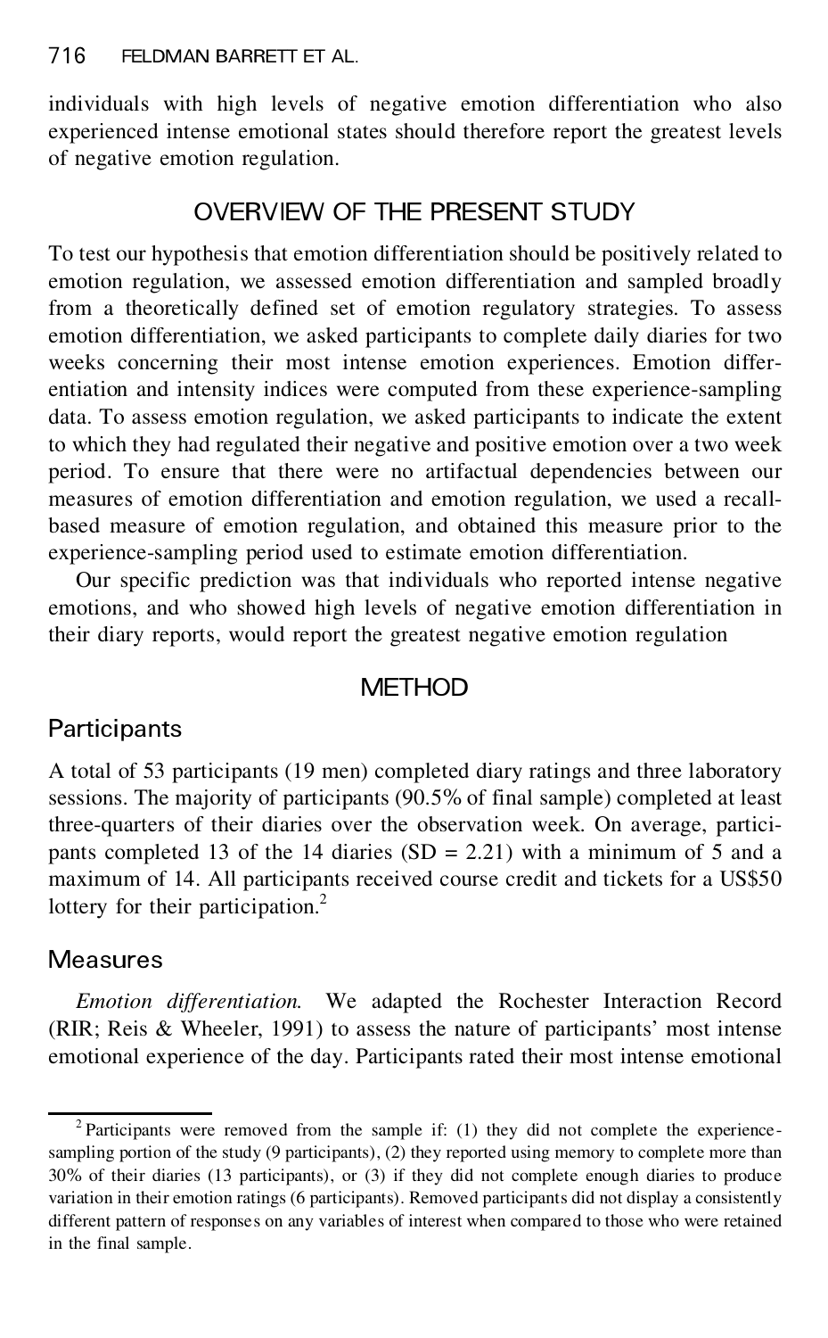individuals with high levels of negative emotion differentiation who also experienced intense emotional states should therefore report the greatest levels of negative emotion regulation.

## OVERVIEW OF THE PRESENT STUDY

To test our hypothesis that emotion differentiation should be positively related to emotion regulation, we assessed emotion differentiation and sampled broadly from a theoretically defined set of emotion regulatory strategies. To assess emotion differentiation, we asked participants to complete daily diaries for two weeks concerning their most intense emotion experiences. Emotion differentiation and intensity indices were computed from these experience-sampling data. To assess emotion regulation, we asked participants to indicate the extent to which they had regulated their negative and positive emotion over a two week period. To ensure that there were no artifactual dependencies between our measures of emotion differentiation and emotion regulation, we used a recall-based measure of emotion regulation, and obtained this measure prior to the experience-sampling period used to estimate emotion differentiation.

Our specific prediction was that individuals who reported intense negative emotions, and who showed high levels of negative emotion differentiation in their diary reports, would report the greatest negative emotion regulation

## METHOD

### Participants

A total of 53 participants (19 men) completed diary ratings and three laboratory sessions. The majority of participants (90.5% of final sample) completed at least three-quarters of their diaries over the observation week. On average, participants completed 13 of the 14 diaries (SD = 2.21) with a minimum of 5 and a maximum of 14. All participants received course credit and tickets for a US$50 lottery for their participation.[2]

### Measures

*Emotion differentiation.* We adapted the Rochester Interaction Record (RIR; Reis & Wheeler, 1991) to assess the nature of participants' most intense emotional experience of the day. Participants rated their most intense emotional

[2] Participants were removed from the sample if: (1) they did not complete the experience-sampling portion of the study (9 participants), (2) they reported using memory to complete more than 30% of their diaries (13 participants), or (3) if they did not complete enough diaries to produce variation in their emotion ratings (6 participants). Removed participants did not display a consistently different pattern of responses on any variables of interest when compared to those who were retained in the final sample.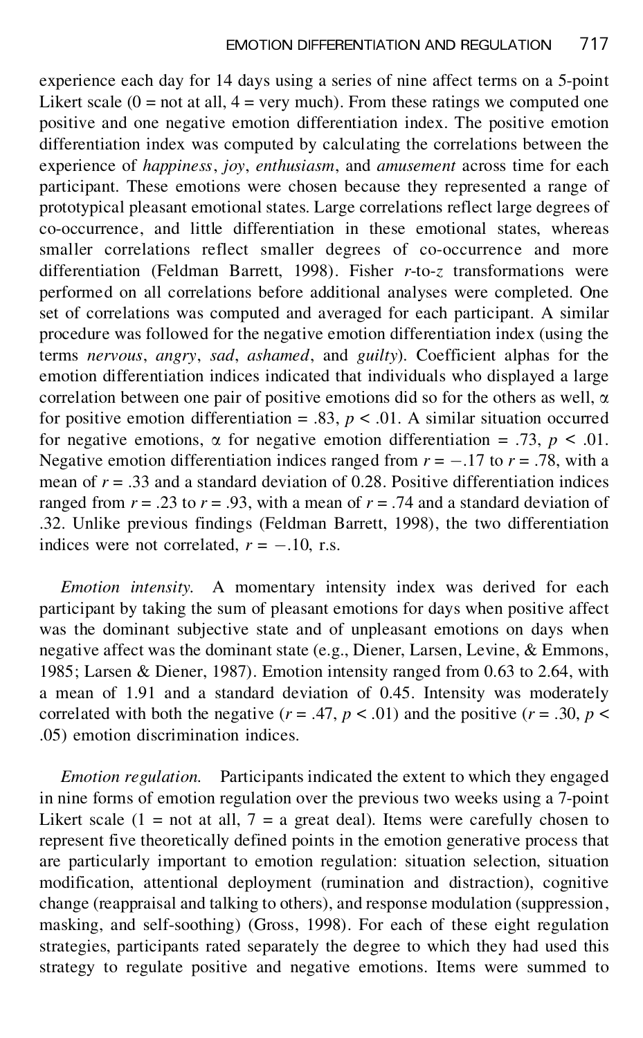experience each day for 14 days using a series of nine affect terms on a 5-point Likert scale (0 = not at all, 4 = very much). From these ratings we computed one positive and one negative emotion differentiation index. The positive emotion differentiation index was computed by calculating the correlations between the experience of *happiness*, *joy*, *enthusiasm*, and *amusement* across time for each participant. These emotions were chosen because they represented a range of prototypical pleasant emotional states. Large correlations reflect large degrees of co-occurrence, and little differentiation in these emotional states, whereas smaller correlations reflect smaller degrees of co-occurrence and more differentiation (Feldman Barrett, 1998). Fisher $r$-to-$z$ transformations were performed on all correlations before additional analyses were completed. One set of correlations was computed and averaged for each participant. A similar procedure was followed for the negative emotion differentiation index (using the terms *nervous*, *angry*, *sad*, *ashamed*, and *guilty*). Coefficient alphas for the emotion differentiation indices indicated that individuals who displayed a large correlation between one pair of positive emotions did so for the others as well, $\alpha$ for positive emotion differentiation = .83, $p < .01$. A similar situation occurred for negative emotions, $\alpha$ for negative emotion differentiation = .73, $p < .01$. Negative emotion differentiation indices ranged from $r = -.17$ to $r = .78$, with a mean of $r = .33$ and a standard deviation of 0.28. Positive differentiation indices ranged from $r = .23$ to $r = .93$, with a mean of $r = .74$ and a standard deviation of .32. Unlike previous findings (Feldman Barrett, 1998), the two differentiation indices were not correlated, $r = -.10$, r.s.

*Emotion intensity.* A momentary intensity index was derived for each participant by taking the sum of pleasant emotions for days when positive affect was the dominant subjective state and of unpleasant emotions on days when negative affect was the dominant state (e.g., Diener, Larsen, Levine, & Emmons, 1985; Larsen & Diener, 1987). Emotion intensity ranged from 0.63 to 2.64, with a mean of 1.91 and a standard deviation of 0.45. Intensity was moderately correlated with both the negative ($r = .47$, $p < .01$) and the positive ($r = .30$, $p < .05$) emotion discrimination indices.

*Emotion regulation.* Participants indicated the extent to which they engaged in nine forms of emotion regulation over the previous two weeks using a 7-point Likert scale (1 = not at all, 7 = a great deal). Items were carefully chosen to represent five theoretically defined points in the emotion generative process that are particularly important to emotion regulation: situation selection, situation modification, attentional deployment (rumination and distraction), cognitive change (reappraisal and talking to others), and response modulation (suppression, masking, and self-soothing) (Gross, 1998). For each of these eight regulation strategies, participants rated separately the degree to which they had used this strategy to regulate positive and negative emotions. Items were summed to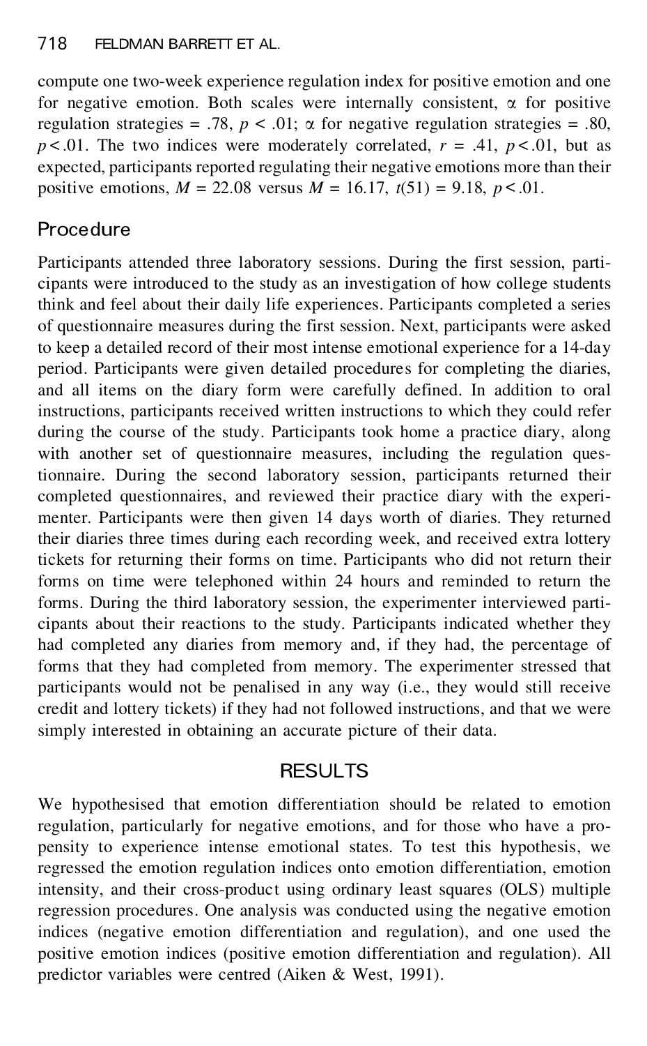compute one two-week experience regulation index for positive emotion and one for negative emotion. Both scales were internally consistent, $\alpha$ for positive regulation strategies = .78, $p < .01$; $\alpha$ for negative regulation strategies = .80, $p < .01$. The two indices were moderately correlated, $r = .41$, $p < .01$, but as expected, participants reported regulating their negative emotions more than their positive emotions, $M = 22.08$ versus $M = 16.17$, $t(51) = 9.18$, $p < .01$.

## Procedure

Participants attended three laboratory sessions. During the first session, participants were introduced to the study as an investigation of how college students think and feel about their daily life experiences. Participants completed a series of questionnaire measures during the first session. Next, participants were asked to keep a detailed record of their most intense emotional experience for a 14-day period. Participants were given detailed procedures for completing the diaries, and all items on the diary form were carefully defined. In addition to oral instructions, participants received written instructions to which they could refer during the course of the study. Participants took home a practice diary, along with another set of questionnaire measures, including the regulation questionnaire. During the second laboratory session, participants returned their completed questionnaires, and reviewed their practice diary with the experimenter. Participants were then given 14 days worth of diaries. They returned their diaries three times during each recording week, and received extra lottery tickets for returning their forms on time. Participants who did not return their forms on time were telephoned within 24 hours and reminded to return the forms. During the third laboratory session, the experimenter interviewed participants about their reactions to the study. Participants indicated whether they had completed any diaries from memory and, if they had, the percentage of forms that they had completed from memory. The experimenter stressed that participants would not be penalised in any way (i.e., they would still receive credit and lottery tickets) if they had not followed instructions, and that we were simply interested in obtaining an accurate picture of their data.

# RESULTS

We hypothesised that emotion differentiation should be related to emotion regulation, particularly for negative emotions, and for those who have a propensity to experience intense emotional states. To test this hypothesis, we regressed the emotion regulation indices onto emotion differentiation, emotion intensity, and their cross-product using ordinary least squares (OLS) multiple regression procedures. One analysis was conducted using the negative emotion indices (negative emotion differentiation and regulation), and one used the positive emotion indices (positive emotion differentiation and regulation). All predictor variables were centred (Aiken & West, 1991).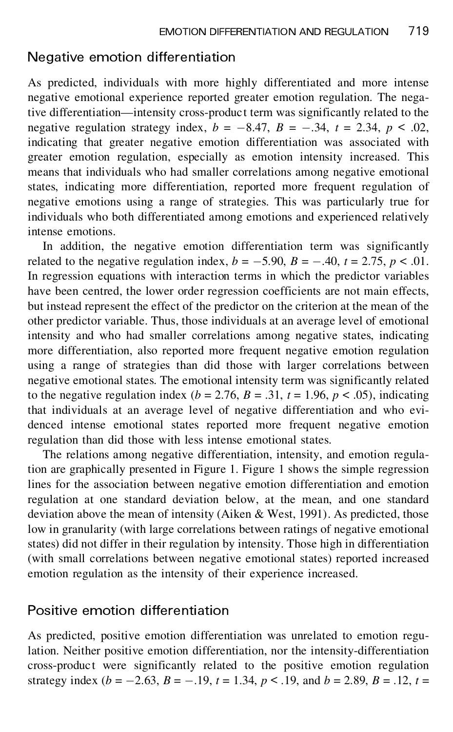## Negative emotion differentiation

As predicted, individuals with more highly differentiated and more intense negative emotional experience reported greater emotion regulation. The negative differentiation—intensity cross-product term was significantly related to the negative regulation strategy index, $b = -8.47$, $B = -.34$, $t = 2.34$, $p < .02$, indicating that greater negative emotion differentiation was associated with greater emotion regulation, especially as emotion intensity increased. This means that individuals who had smaller correlations among negative emotional states, indicating more differentiation, reported more frequent regulation of negative emotions using a range of strategies. This was particularly true for individuals who both differentiated among emotions and experienced relatively intense emotions.

In addition, the negative emotion differentiation term was significantly related to the negative regulation index, $b = -5.90$, $B = -.40$, $t = 2.75$, $p < .01$. In regression equations with interaction terms in which the predictor variables have been centred, the lower order regression coefficients are not main effects, but instead represent the effect of the predictor on the criterion at the mean of the other predictor variable. Thus, those individuals at an average level of emotional intensity and who had smaller correlations among negative states, indicating more differentiation, also reported more frequent negative emotion regulation using a range of strategies than did those with larger correlations between negative emotional states. The emotional intensity term was significantly related to the negative regulation index ($b = 2.76$, $B = .31$, $t = 1.96$, $p < .05$), indicating that individuals at an average level of negative differentiation and who evidenced intense emotional states reported more frequent negative emotion regulation than did those with less intense emotional states.

The relations among negative differentiation, intensity, and emotion regulation are graphically presented in Figure 1. Figure 1 shows the simple regression lines for the association between negative emotion differentiation and emotion regulation at one standard deviation below, at the mean, and one standard deviation above the mean of intensity (Aiken & West, 1991). As predicted, those low in granularity (with large correlations between ratings of negative emotional states) did not differ in their regulation by intensity. Those high in differentiation (with small correlations between negative emotional states) reported increased emotion regulation as the intensity of their experience increased.

## Positive emotion differentiation

As predicted, positive emotion differentiation was unrelated to emotion regulation. Neither positive emotion differentiation, nor the intensity-differentiation cross-product were significantly related to the positive emotion regulation strategy index ($b = -2.63$, $B = -.19$, $t = 1.34$, $p < .19$, and $b = 2.89$, $B = .12$, $t =$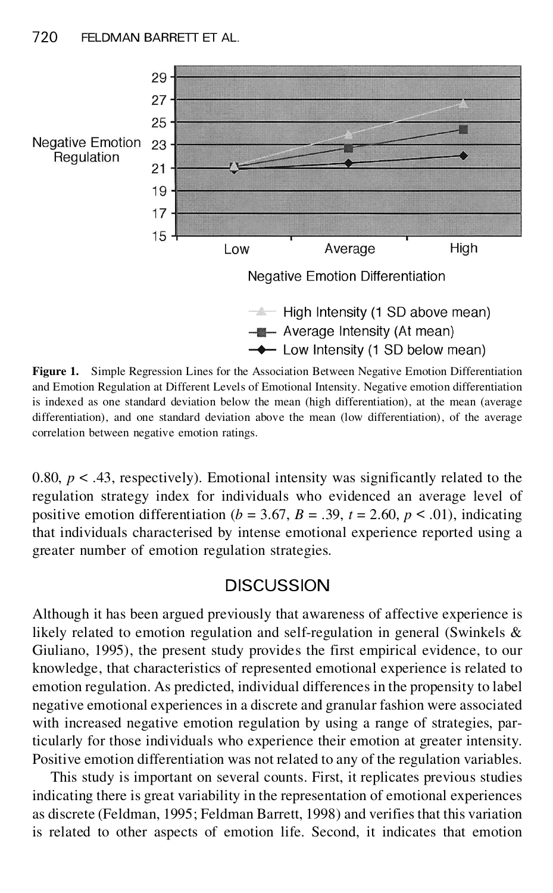Figure 1. Simple Regression Lines for the Association Between Negative Emotion Differentiation and Emotion Regulation at Different Levels of Emotional Intensity. Negative emotion differentiation is indexed as one standard deviation below the mean (high differentiation), at the mean (average differentiation), and one standard deviation above the mean (low differentiation), of the average correlation between negative emotion ratings.

0.80, $p < .43$, respectively). Emotional intensity was significantly related to the regulation strategy index for individuals who evidenced an average level of positive emotion differentiation ($b = 3.67$, $B = .39$, $t = 2.60$, $p < .01$), indicating that individuals characterised by intense emotional experience reported using a greater number of emotion regulation strategies.

## DISCUSSION

Although it has been argued previously that awareness of affective experience is likely related to emotion regulation and self-regulation in general (Swinkels & Giuliano, 1995), the present study provides the first empirical evidence, to our knowledge, that characteristics of represented emotional experience is related to emotion regulation. As predicted, individual differences in the propensity to label negative emotional experiences in a discrete and granular fashion were associated with increased negative emotion regulation by using a range of strategies, particularly for those individuals who experience their emotion at greater intensity. Positive emotion differentiation was not related to any of the regulation variables.

This study is important on several counts. First, it replicates previous studies indicating there is great variability in the representation of emotional experiences as discrete (Feldman, 1995; Feldman Barrett, 1998) and verifies that this variation is related to other aspects of emotion life. Second, it indicates that emotion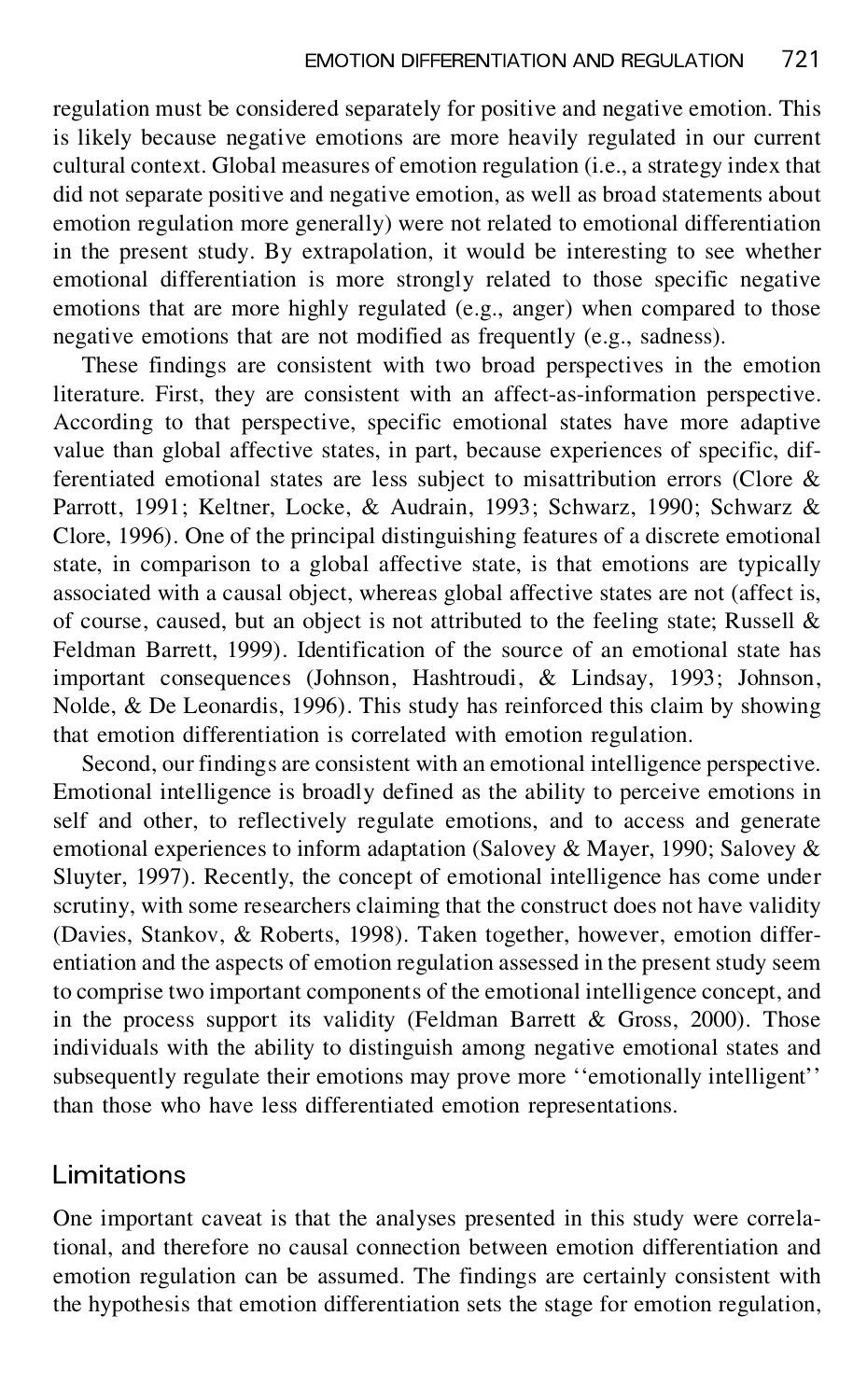regulation must be considered separately for positive and negative emotion. This is likely because negative emotions are more heavily regulated in our current cultural context. Global measures of emotion regulation (i.e., a strategy index that did not separate positive and negative emotion, as well as broad statements about emotion regulation more generally) were not related to emotional differentiation in the present study. By extrapolation, it would be interesting to see whether emotional differentiation is more strongly related to those specific negative emotions that are more highly regulated (e.g., anger) when compared to those negative emotions that are not modified as frequently (e.g., sadness).

These findings are consistent with two broad perspectives in the emotion literature. First, they are consistent with an affect-as-information perspective. According to that perspective, specific emotional states have more adaptive value than global affective states, in part, because experiences of specific, differentiated emotional states are less subject to misattribution errors (Clore & Parrott, 1991; Keltner, Locke, & Audrain, 1993; Schwarz, 1990; Schwarz & Clore, 1996). One of the principal distinguishing features of a discrete emotional state, in comparison to a global affective state, is that emotions are typically associated with a causal object, whereas global affective states are not (affect is, of course, caused, but an object is not attributed to the feeling state; Russell & Feldman Barrett, 1999). Identification of the source of an emotional state has important consequences (Johnson, Hashtroudi, & Lindsay, 1993; Johnson, Nolde, & De Leonardis, 1996). This study has reinforced this claim by showing that emotion differentiation is correlated with emotion regulation.

Second, our findings are consistent with an emotional intelligence perspective. Emotional intelligence is broadly defined as the ability to perceive emotions in self and other, to reflectively regulate emotions, and to access and generate emotional experiences to inform adaptation (Salovey & Mayer, 1990; Salovey & Sluyter, 1997). Recently, the concept of emotional intelligence has come under scrutiny, with some researchers claiming that the construct does not have validity (Davies, Stankov, & Roberts, 1998). Taken together, however, emotion differentiation and the aspects of emotion regulation assessed in the present study seem to comprise two important components of the emotional intelligence concept, and in the process support its validity (Feldman Barrett & Gross, 2000). Those individuals with the ability to distinguish among negative emotional states and subsequently regulate their emotions may prove more ''emotionally intelligent'' than those who have less differentiated emotion representations.

## Limitations

One important caveat is that the analyses presented in this study were correlational, and therefore no causal connection between emotion differentiation and emotion regulation can be assumed. The findings are certainly consistent with the hypothesis that emotion differentiation sets the stage for emotion regulation,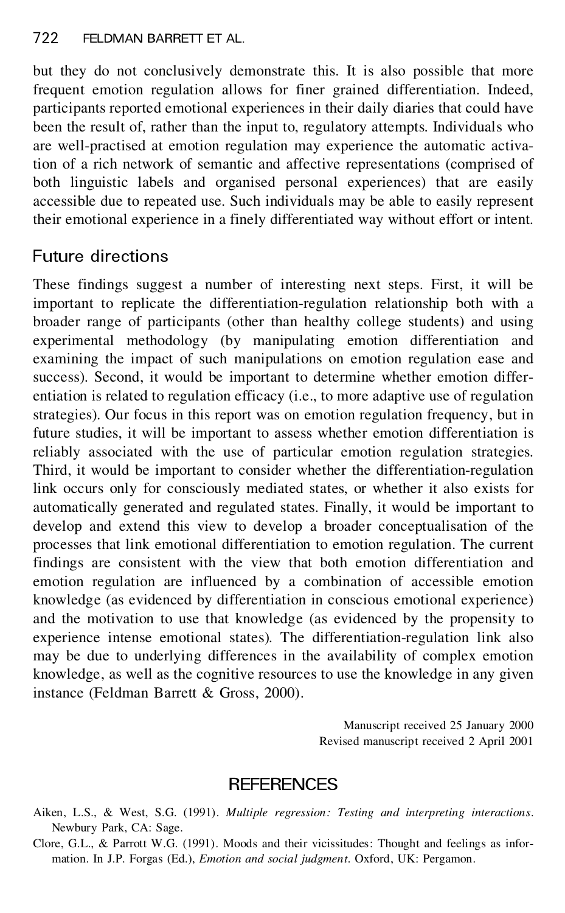but they do not conclusively demonstrate this. It is also possible that more frequent emotion regulation allows for finer grained differentiation. Indeed, participants reported emotional experiences in their daily diaries that could have been the result of, rather than the input to, regulatory attempts. Individuals who are well-practised at emotion regulation may experience the automatic activation of a rich network of semantic and affective representations (comprised of both linguistic labels and organised personal experiences) that are easily accessible due to repeated use. Such individuals may be able to easily represent their emotional experience in a finely differentiated way without effort or intent.

## Future directions

These findings suggest a number of interesting next steps. First, it will be important to replicate the differentiation-regulation relationship both with a broader range of participants (other than healthy college students) and using experimental methodology (by manipulating emotion differentiation and examining the impact of such manipulations on emotion regulation ease and success). Second, it would be important to determine whether emotion differentiation is related to regulation efficacy (i.e., to more adaptive use of regulation strategies). Our focus in this report was on emotion regulation frequency, but in future studies, it will be important to assess whether emotion differentiation is reliably associated with the use of particular emotion regulation strategies. Third, it would be important to consider whether the differentiation-regulation link occurs only for consciously mediated states, or whether it also exists for automatically generated and regulated states. Finally, it would be important to develop and extend this view to develop a broader conceptualisation of the processes that link emotional differentiation to emotion regulation. The current findings are consistent with the view that both emotion differentiation and emotion regulation are influenced by a combination of accessible emotion knowledge (as evidenced by differentiation in conscious emotional experience) and the motivation to use that knowledge (as evidenced by the propensity to experience intense emotional states). The differentiation-regulation link also may be due to underlying differences in the availability of complex emotion knowledge, as well as the cognitive resources to use the knowledge in any given instance (Feldman Barrett & Gross, 2000).

Manuscript received 25 January 2000
Revised manuscript received 2 April 2001

## REFERENCES

Aiken, L.S., & West, S.G. (1991). *Multiple regression: Testing and interpreting interactions*. Newbury Park, CA: Sage.

Clore, G.L., & Parrott W.G. (1991). Moods and their vicissitudes: Thought and feelings as information. In J.P. Forgas (Ed.), *Emotion and social judgment*. Oxford, UK: Pergamon.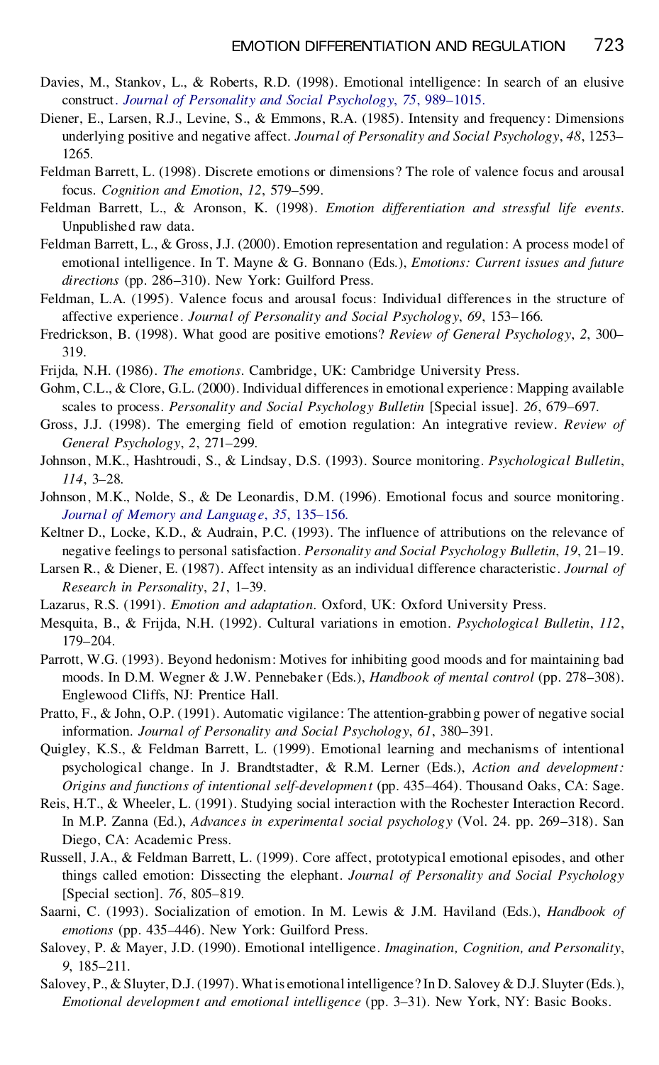Davies, M., Stankov, L., & Roberts, R.D. (1998). Emotional intelligence: In search of an elusive construct. *Journal of Personality and Social Psychology*, *75*, 989–1015.

Diener, E., Larsen, R.J., Levine, S., & Emmons, R.A. (1985). Intensity and frequency: Dimensions underlying positive and negative affect. *Journal of Personality and Social Psychology*, *48*, 1253–1265.

Feldman Barrett, L. (1998). Discrete emotions or dimensions? The role of valence focus and arousal focus. *Cognition and Emotion*, *12*, 579–599.

Feldman Barrett, L., & Aronson, K. (1998). *Emotion differentiation and stressful life events*. Unpublished raw data.

Feldman Barrett, L., & Gross, J.J. (2000). Emotion representation and regulation: A process model of emotional intelligence. In T. Mayne & G. Bonnano (Eds.), *Emotions: Current issues and future directions* (pp. 286–310). New York: Guilford Press.

Feldman, L.A. (1995). Valence focus and arousal focus: Individual differences in the structure of affective experience. *Journal of Personality and Social Psychology*, *69*, 153–166.

Fredrickson, B. (1998). What good are positive emotions? *Review of General Psychology*, *2*, 300–319.

Frijda, N.H. (1986). *The emotions*. Cambridge, UK: Cambridge University Press.

Gohm, C.L., & Clore, G.L. (2000). Individual differences in emotional experience: Mapping available scales to process. *Personality and Social Psychology Bulletin* [Special issue]. *26*, 679–697.

Gross, J.J. (1998). The emerging field of emotion regulation: An integrative review. *Review of General Psychology*, *2*, 271–299.

Johnson, M.K., Hashtroudi, S., & Lindsay, D.S. (1993). Source monitoring. *Psychological Bulletin*, *114*, 3–28.

Johnson, M.K., Nolde, S., & De Leonardis, D.M. (1996). Emotional focus and source monitoring. *Journal of Memory and Language*, *35*, 135–156.

Keltner D., Locke, K.D., & Audrain, P.C. (1993). The influence of attributions on the relevance of negative feelings to personal satisfaction. *Personality and Social Psychology Bulletin*, *19*, 21–19.

Larsen R., & Diener, E. (1987). Affect intensity as an individual difference characteristic. *Journal of Research in Personality*, *21*, 1–39.

Lazarus, R.S. (1991). *Emotion and adaptation*. Oxford, UK: Oxford University Press.

Mesquita, B., & Frijda, N.H. (1992). Cultural variations in emotion. *Psychological Bulletin*, *112*, 179–204.

Parrott, W.G. (1993). Beyond hedonism: Motives for inhibiting good moods and for maintaining bad moods. In D.M. Wegner & J.W. Pennebaker (Eds.), *Handbook of mental control* (pp. 278–308). Englewood Cliffs, NJ: Prentice Hall.

Pratto, F., & John, O.P. (1991). Automatic vigilance: The attention-grabbing power of negative social information. *Journal of Personality and Social Psychology*, *61*, 380–391.

Quigley, K.S., & Feldman Barrett, L. (1999). Emotional learning and mechanisms of intentional psychological change. In J. Brandtstadter, & R.M. Lerner (Eds.), *Action and development: Origins and functions of intentional self-development* (pp. 435–464). Thousand Oaks, CA: Sage.

Reis, H.T., & Wheeler, L. (1991). Studying social interaction with the Rochester Interaction Record. In M.P. Zanna (Ed.), *Advances in experimental social psychology* (Vol. 24. pp. 269–318). San Diego, CA: Academic Press.

Russell, J.A., & Feldman Barrett, L. (1999). Core affect, prototypical emotional episodes, and other things called emotion: Dissecting the elephant. *Journal of Personality and Social Psychology* [Special section]. *76*, 805–819.

Saarni, C. (1993). Socialization of emotion. In M. Lewis & J.M. Haviland (Eds.), *Handbook of emotions* (pp. 435–446). New York: Guilford Press.

Salovey, P. & Mayer, J.D. (1990). Emotional intelligence. *Imagination, Cognition, and Personality*, *9*, 185–211.

Salovey, P., & Sluyter, D.J. (1997). What is emotional intelligence? In D. Salovey & D.J. Sluyter (Eds.), *Emotional development and emotional intelligence* (pp. 3–31). New York, NY: Basic Books.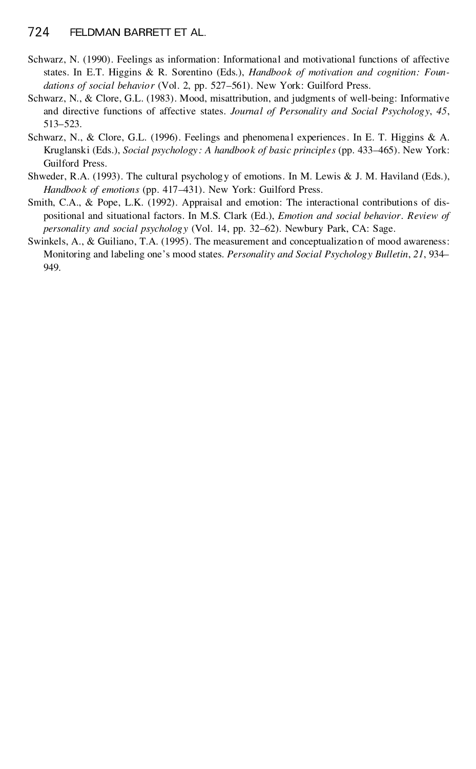Schwarz, N. (1990). Feelings as information: Informational and motivational functions of affective states. In E.T. Higgins & R. Sorentino (Eds.), *Handbook of motivation and cognition: Foundations of social behavior* (Vol. 2, pp. 527–561). New York: Guilford Press.

Schwarz, N., & Clore, G.L. (1983). Mood, misattribution, and judgments of well-being: Informative and directive functions of affective states. *Journal of Personality and Social Psychology*, *45*, 513–523.

Schwarz, N., & Clore, G.L. (1996). Feelings and phenomenal experiences. In E. T. Higgins & A. Kruglanski (Eds.), *Social psychology: A handbook of basic principles* (pp. 433–465). New York: Guilford Press.

Shweder, R.A. (1993). The cultural psychology of emotions. In M. Lewis & J. M. Haviland (Eds.), *Handbook of emotions* (pp. 417–431). New York: Guilford Press.

Smith, C.A., & Pope, L.K. (1992). Appraisal and emotion: The interactional contributions of dispositional and situational factors. In M.S. Clark (Ed.), *Emotion and social behavior*. *Review of personality and social psychology* (Vol. 14, pp. 32–62). Newbury Park, CA: Sage.

Swinkels, A., & Guiliano, T.A. (1995). The measurement and conceptualization of mood awareness: Monitoring and labeling one's mood states. *Personality and Social Psychology Bulletin*, *21*, 934–949.